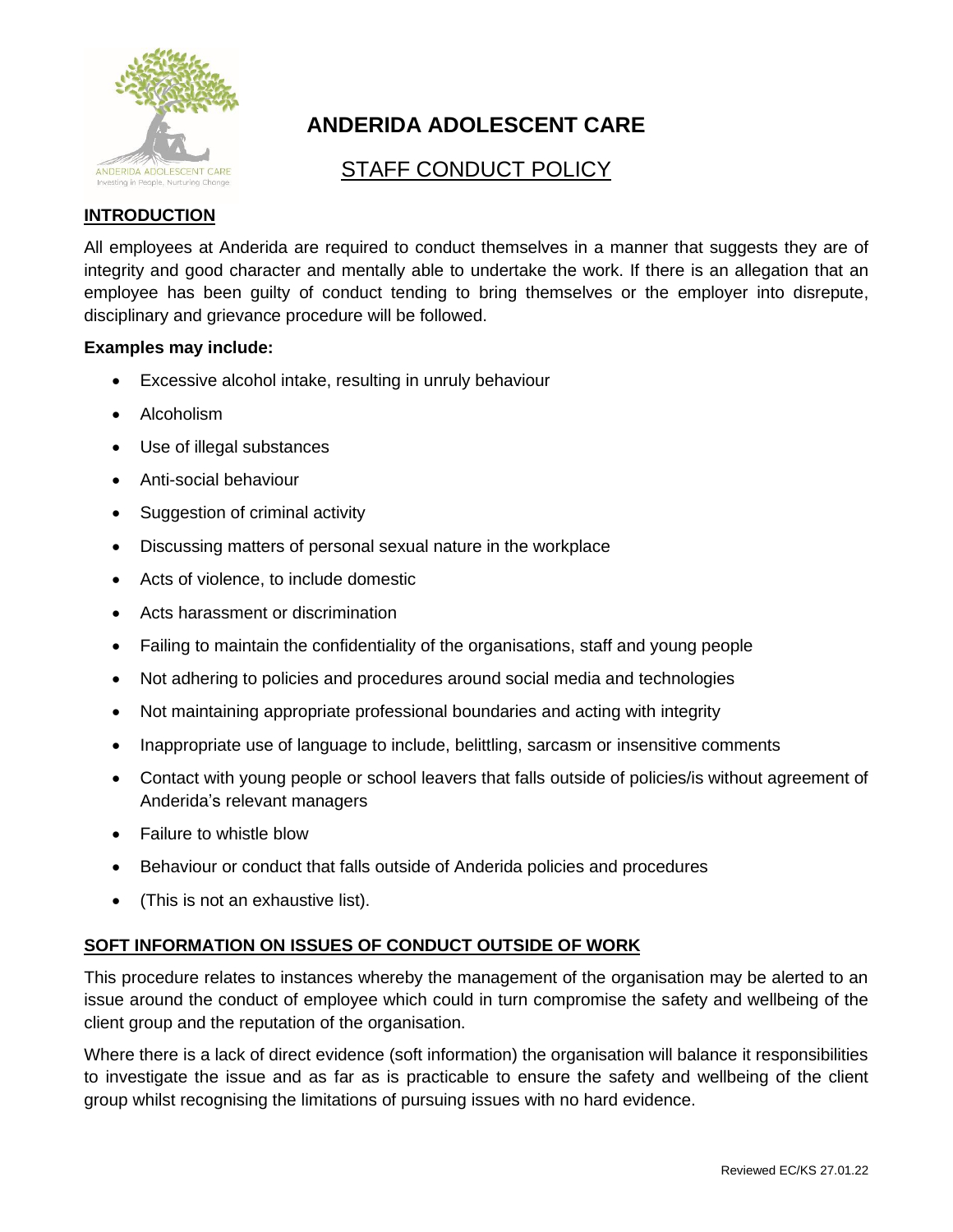# ANDERIDA ADOLESCENT CARE

## STAFF CONDUCT POLICY

**INTRODUCTION**

All employees at Anderida are required to conduct themselves in a manner that suggests they are of integrity and good character and mentally able to undertake the work. If there is an allegation that an employee has been guilty of conduct tending to bring themselves or the employer into disrepute, disciplinary and grievance procedure will be followed.

**Examples may include:**

- Excessive alcohol intake, resulting in unruly behaviour
- Alcoholism
- Use of illegal substances
- Anti-social behaviour
- Suggestion of criminal activity
- Discussing matters of personal sexual nature in the workplace
- Acts of violence, to include domestic
- Acts harassment or discrimination
- Failing to maintain the confidentiality of the organisations, staff and young people
- Not adhering to policies and procedures around social media and technologies
- Not maintaining appropriate professional boundaries and acting with integrity
- Inappropriate use of language to include, belittling, sarcasm or insensitive comments
- Contact with young people or school leavers that falls outside of policies/is without agreement of Anderida's relevant managers
- Failure to whistle blow
- Behaviour or conduct that falls outside of Anderida policies and procedures
- (This is not an exhaustive list).

**SOFT INFORMATION ON ISSUES OF CONDUCT OUTSIDE OF WORK**

This procedure relates to instances whereby the management of the organisation may be alerted to an issue around the conduct of employee which could in turn compromise the safety and wellbeing of the client group and the reputation of the organisation.

Where there is a lack of direct evidence (soft information) the organisation will balance it responsibilities to investigate the issue and as far as is practicable to ensure the safety and wellbeing of the client group whilst recognising the limitations of pursuing issues with no hard evidence.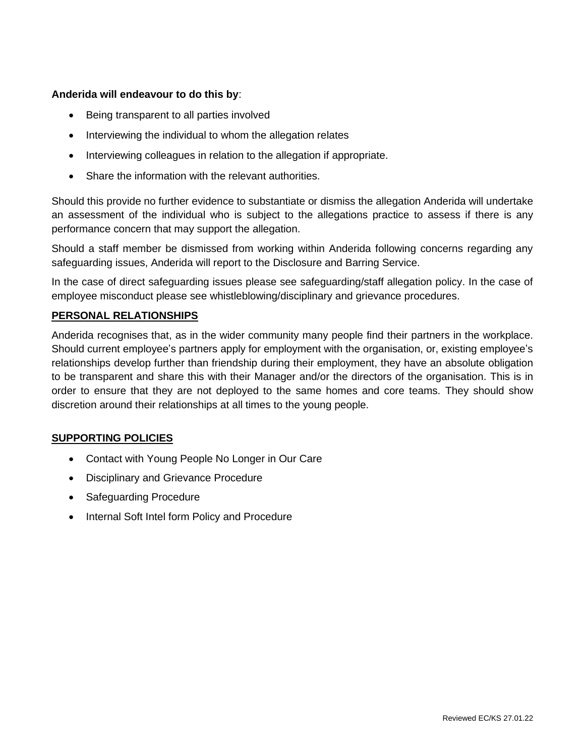**Anderida will endeavour to do this by**:

- Being transparent to all parties involved
- Interviewing the individual to whom the allegation relates
- Interviewing colleagues in relation to the allegation if appropriate.
- Share the information with the relevant authorities.

Should this provide no further evidence to substantiate or dismiss the allegation Anderida will undertake an assessment of the individual who is subject to the allegations practice to assess if there is any performance concern that may support the allegation.

Should a staff member be dismissed from working within Anderida following concerns regarding any safeguarding issues, Anderida will report to the Disclosure and Barring Service.

In the case of direct safeguarding issues please see safeguarding/staff allegation policy. In the case of employee misconduct please see whistleblowing/disciplinary and grievance procedures.

## PERSONAL RELATIONSHIPS

Anderida recognises that, as in the wider community many people find their partners in the workplace. Should current employee's partners apply for employment with the organisation, or, existing employee's relationships develop further than friendship during their employment, they have an absolute obligation to be transparent and share this with their Manager and/or the directors of the organisation. This is in order to ensure that they are not deployed to the same homes and core teams. They should show discretion around their relationships at all times to the young people.

## SUPPORTING POLICIES

- Contact with Young People No Longer in Our Care
- Disciplinary and Grievance Procedure
- Safeguarding Procedure
- Internal Soft Intel form Policy and Procedure

Reviewed EC/KS 27.01.22